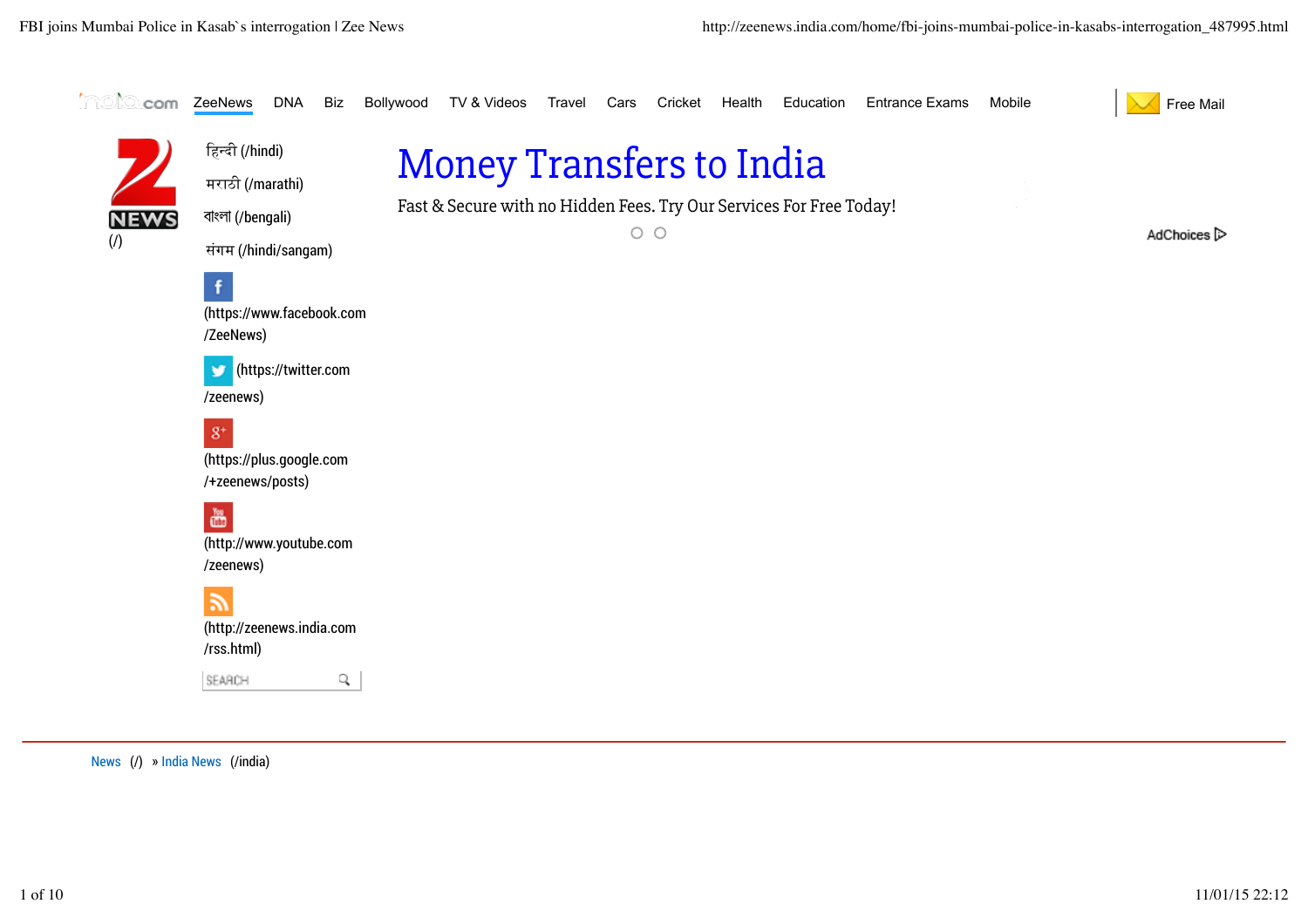ZeeNews DNA Biz Bollywood TV & Videos Travel Cars Cricket Health Education Entrance Exams Mobile

Free Mail

NEWS (/)

हिन्दी (/hindi)

मराठी (/marathi)

বাংলা (/bengali)

संगम (/hindi/sangam)

(https://www.facebook.com/ZeeNews)

(https://twitter.com/zeenews)

(https://plus.google.com/+zeenews/posts)

(http://www.youtube.com/zeenews)

(http://zeenews.india.com/rss.html)

SEARCH

# Money Transfers to India

Fast & Secure with no Hidden Fees. Try Our Services For Free Today!

AdChoices

News (/) » India News (/india)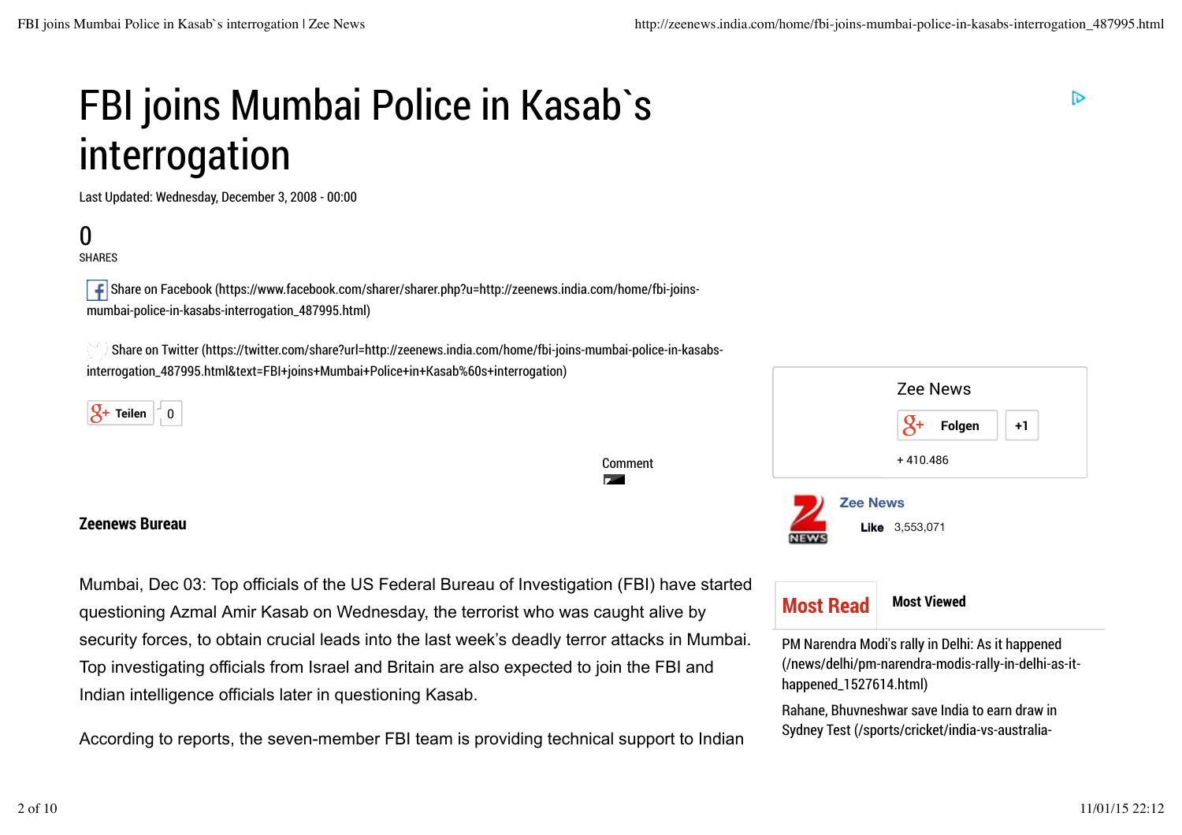# FBI joins Mumbai Police in Kasab`s interrogation

Last Updated: Wednesday, December 3, 2008 - 00:00

0
SHARES

Share on Facebook (https://www.facebook.com/sharer/sharer.php?u=http://zeenews.india.com/home/fbi-joins-mumbai-police-in-kasabs-interrogation_487995.html)

Share on Twitter (https://twitter.com/share?url=http://zeenews.india.com/home/fbi-joins-mumbai-police-in-kasabs-interrogation_487995.html&text=FBI+joins+Mumbai+Police+in+Kasab%60s+interrogation)

Teilen 0

Comment

**Zeenews Bureau**

Mumbai, Dec 03: Top officials of the US Federal Bureau of Investigation (FBI) have started questioning Azmal Amir Kasab on Wednesday, the terrorist who was caught alive by security forces, to obtain crucial leads into the last week's deadly terror attacks in Mumbai. Top investigating officials from Israel and Britain are also expected to join the FBI and Indian intelligence officials later in questioning Kasab.

According to reports, the seven-member FBI team is providing technical support to Indian

Zee News

Folgen +1

+ 410.486

Zee News

Like 3,553,071

**Most Read** **Most Viewed**

PM Narendra Modi's rally in Delhi: As it happened (/news/delhi/pm-narendra-modis-rally-in-delhi-as-it-happened_1527614.html)

Rahane, Bhuvneshwar save India to earn draw in Sydney Test (/sports/cricket/india-vs-australia-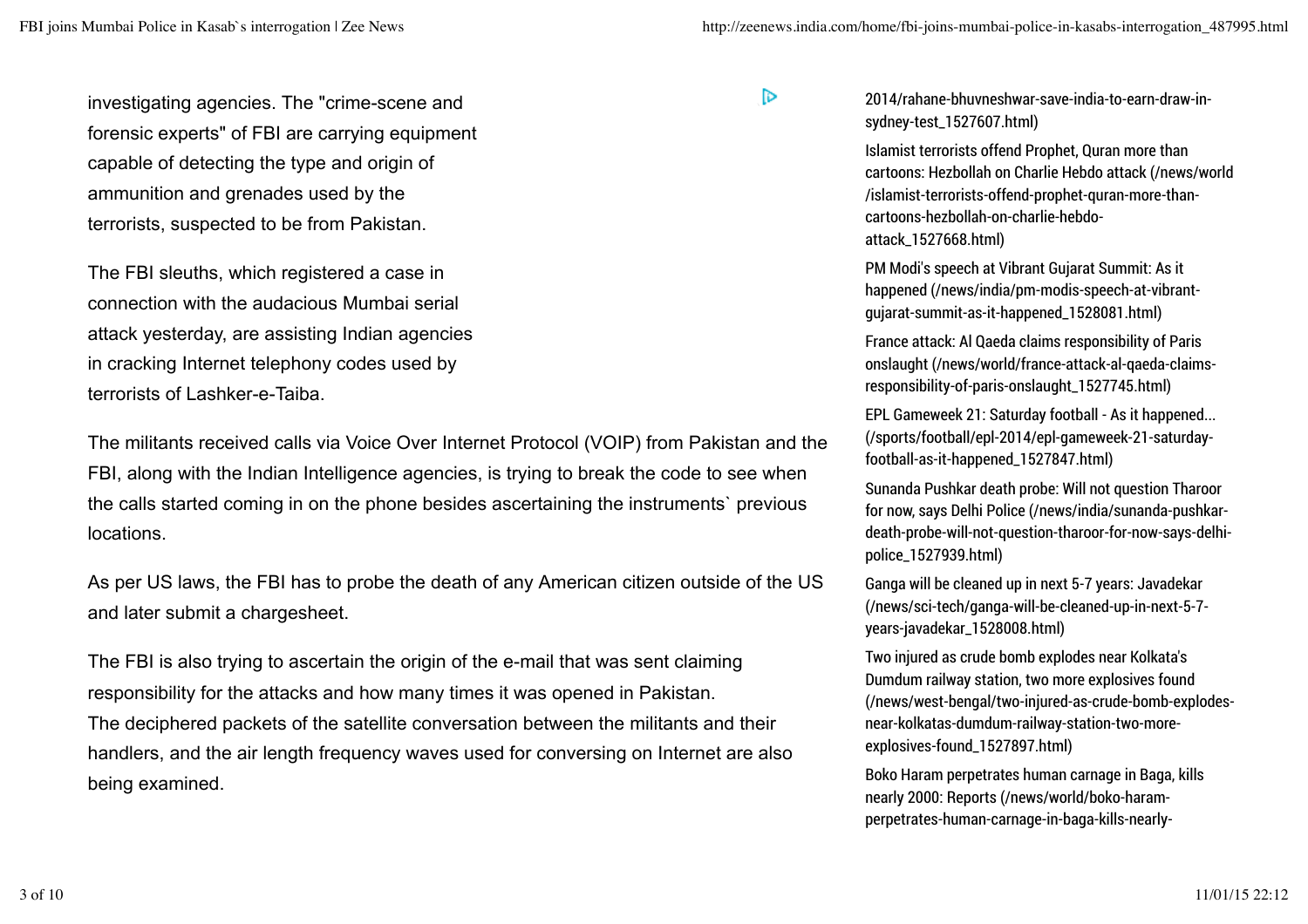investigating agencies. The "crime-scene and forensic experts" of FBI are carrying equipment capable of detecting the type and origin of ammunition and grenades used by the terrorists, suspected to be from Pakistan.

The FBI sleuths, which registered a case in connection with the audacious Mumbai serial attack yesterday, are assisting Indian agencies in cracking Internet telephony codes used by terrorists of Lashker-e-Taiba.

The militants received calls via Voice Over Internet Protocol (VOIP) from Pakistan and the FBI, along with the Indian Intelligence agencies, is trying to break the code to see when the calls started coming in on the phone besides ascertaining the instruments` previous locations.

As per US laws, the FBI has to probe the death of any American citizen outside of the US and later submit a chargesheet.

The FBI is also trying to ascertain the origin of the e-mail that was sent claiming responsibility for the attacks and how many times it was opened in Pakistan.
The deciphered packets of the satellite conversation between the militants and their handlers, and the air length frequency waves used for conversing on Internet are also being examined.

2014/rahane-bhuvneshwar-save-india-to-earn-draw-in-sydney-test_1527607.html)

Islamist terrorists offend Prophet, Quran more than cartoons: Hezbollah on Charlie Hebdo attack (/news/world/islamist-terrorists-offend-prophet-quran-more-than-cartoons-hezbollah-on-charlie-hebdo-attack_1527668.html)

PM Modi's speech at Vibrant Gujarat Summit: As it happened (/news/india/pm-modis-speech-at-vibrant-gujarat-summit-as-it-happened_1528081.html)

France attack: Al Qaeda claims responsibility of Paris onslaught (/news/world/france-attack-al-qaeda-claims-responsibility-of-paris-onslaught_1527745.html)

EPL Gameweek 21: Saturday football - As it happened... (/sports/football/epl-2014/epl-gameweek-21-saturday-football-as-it-happened_1527847.html)

Sunanda Pushkar death probe: Will not question Tharoor for now, says Delhi Police (/news/india/sunanda-pushkar-death-probe-will-not-question-tharoor-for-now-says-delhi-police_1527939.html)

Ganga will be cleaned up in next 5-7 years: Javadekar (/news/sci-tech/ganga-will-be-cleaned-up-in-next-5-7-years-javadekar_1528008.html)

Two injured as crude bomb explodes near Kolkata's Dumdum railway station, two more explosives found (/news/west-bengal/two-injured-as-crude-bomb-explodes-near-kolkatas-dumdum-railway-station-two-more-explosives-found_1527897.html)

Boko Haram perpetrates human carnage in Baga, kills nearly 2000: Reports (/news/world/boko-haram-perpetrates-human-carnage-in-baga-kills-nearly-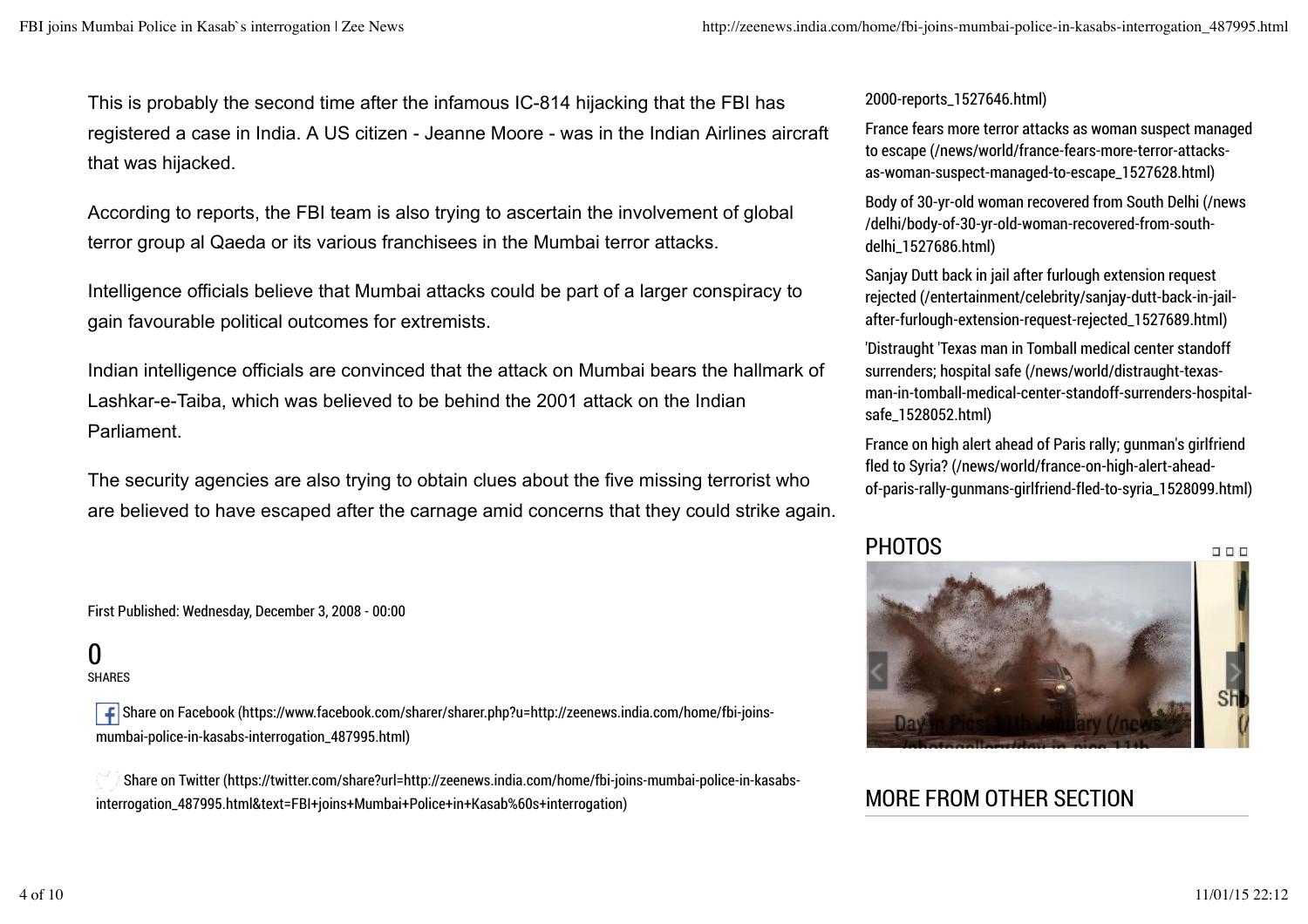This is probably the second time after the infamous IC-814 hijacking that the FBI has registered a case in India. A US citizen - Jeanne Moore - was in the Indian Airlines aircraft that was hijacked.

According to reports, the FBI team is also trying to ascertain the involvement of global terror group al Qaeda or its various franchisees in the Mumbai terror attacks.

Intelligence officials believe that Mumbai attacks could be part of a larger conspiracy to gain favourable political outcomes for extremists.

Indian intelligence officials are convinced that the attack on Mumbai bears the hallmark of Lashkar-e-Taiba, which was believed to be behind the 2001 attack on the Indian Parliament.

The security agencies are also trying to obtain clues about the five missing terrorist who are believed to have escaped after the carnage amid concerns that they could strike again.

First Published: Wednesday, December 3, 2008 - 00:00

0
SHARES

Share on Facebook (https://www.facebook.com/sharer/sharer.php?u=http://zeenews.india.com/home/fbi-joins-mumbai-police-in-kasabs-interrogation_487995.html)

Share on Twitter (https://twitter.com/share?url=http://zeenews.india.com/home/fbi-joins-mumbai-police-in-kasabs-interrogation_487995.html&text=FBI+joins+Mumbai+Police+in+Kasab%60s+interrogation)

2000-reports_1527646.html)

France fears more terror attacks as woman suspect managed to escape (/news/world/france-fears-more-terror-attacks-as-woman-suspect-managed-to-escape_1527628.html)

Body of 30-yr-old woman recovered from South Delhi (/news/delhi/body-of-30-yr-old-woman-recovered-from-south-delhi_1527686.html)

Sanjay Dutt back in jail after furlough extension request rejected (/entertainment/celebrity/sanjay-dutt-back-in-jail-after-furlough-extension-request-rejected_1527689.html)

'Distraught 'Texas man in Tomball medical center standoff surrenders; hospital safe (/news/world/distraught-texas-man-in-tomball-medical-center-standoff-surrenders-hospital-safe_1528052.html)

France on high alert ahead of Paris rally; gunman's girlfriend fled to Syria? (/news/world/france-on-high-alert-ahead-of-paris-rally-gunmans-girlfriend-fled-to-syria_1528099.html)

## PHOTOS

Day in Pics: 11th January (/news/photogallery/day-in-pics-11th-

## MORE FROM OTHER SECTION